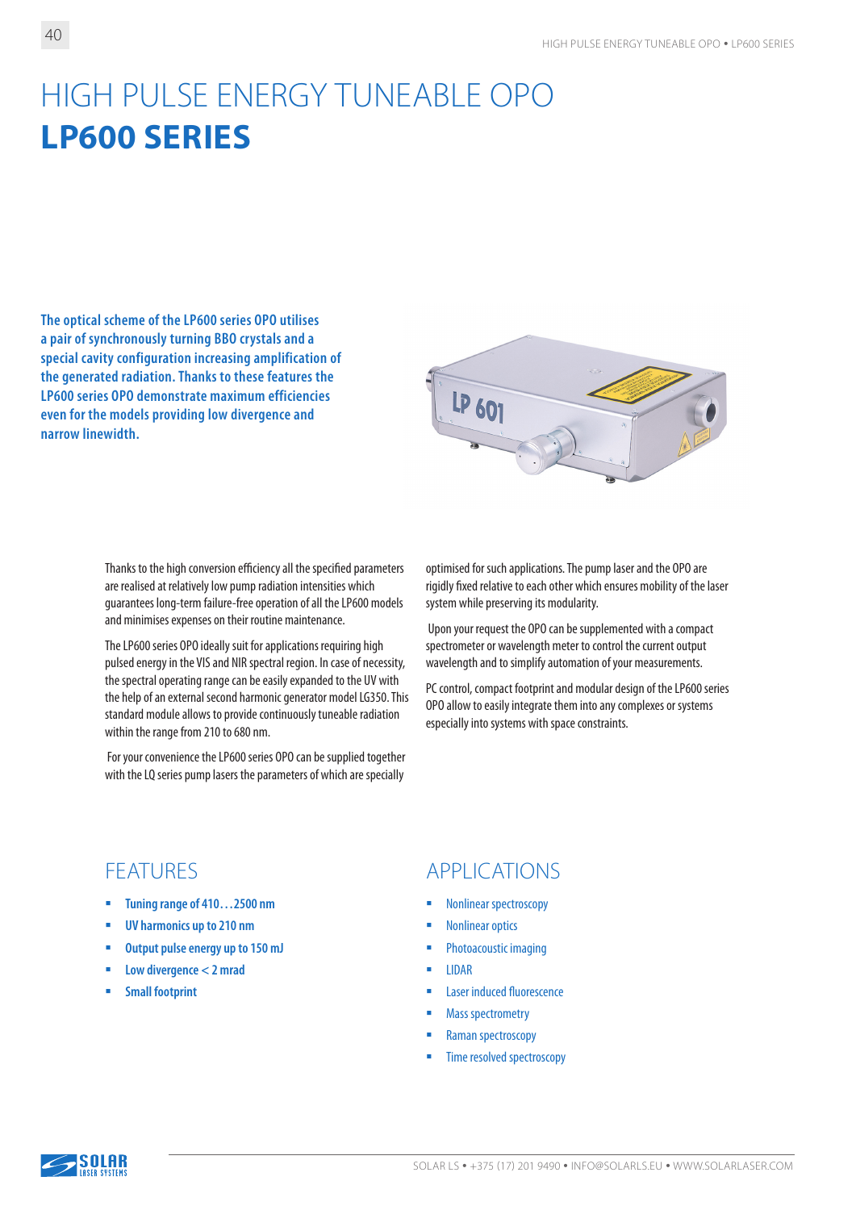# HIGH PULSE ENERGY TUNEABLE OPO
# LP600 SERIES

**The optical scheme of the LP600 series OPO utilises a pair of synchronously turning BBO crystals and a special cavity configuration increasing amplification of the generated radiation. Thanks to these features the LP600 series OPO demonstrate maximum efficiencies even for the models providing low divergence and narrow linewidth.**

Thanks to the high conversion efficiency all the specified parameters are realised at relatively low pump radiation intensities which guarantees long-term failure-free operation of all the LP600 models and minimises expenses on their routine maintenance.

The LP600 series OPO ideally suit for applications requiring high pulsed energy in the VIS and NIR spectral region. In case of necessity, the spectral operating range can be easily expanded to the UV with the help of an external second harmonic generator model LG350. This standard module allows to provide continuously tuneable radiation within the range from 210 to 680 nm.

For your convenience the LP600 series OPO can be supplied together with the LQ series pump lasers the parameters of which are specially optimised for such applications. The pump laser and the OPO are rigidly fixed relative to each other which ensures mobility of the laser system while preserving its modularity.

Upon your request the OPO can be supplemented with a compact spectrometer or wavelength meter to control the current output wavelength and to simplify automation of your measurements.

PC control, compact footprint and modular design of the LP600 series OPO allow to easily integrate them into any complexes or systems especially into systems with space constraints.

## FEATURES

- **Tuning range of 410…2500 nm**
- **UV harmonics up to 210 nm**
- **Output pulse energy up to 150 mJ**
- **Low divergence < 2 mrad**
- **Small footprint**

## APPLICATIONS

- Nonlinear spectroscopy
- Nonlinear optics
- Photoacoustic imaging
- LIDAR
- Laser induced fluorescence
- Mass spectrometry
- Raman spectroscopy
- Time resolved spectroscopy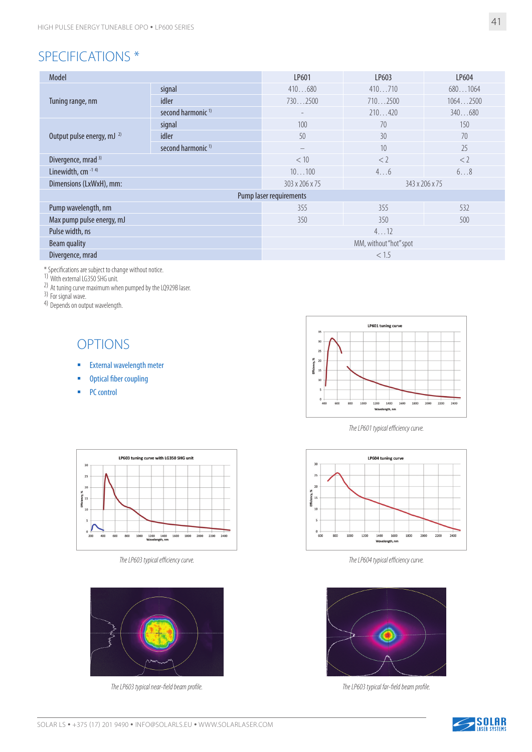# SPECIFICATIONS *

| Model | | LP601 | LP603 | LP604 |
|---|---|---|---|---|
| Tuning range, nm | signal | 410…680 | 410…710 | 680…1064 |
| | idler | 730…2500 | 710…2500 | 1064…2500 |
| | second harmonic [1] | - | 210…420 | 340…680 |
| Output pulse energy, mJ [2] | signal | 100 | 70 | 150 |
| | idler | 50 | 30 | 70 |
| | second harmonic [1] | – | 10 | 25 |
| Divergence, mrad [3] | | < 10 | < 2 | < 2 |
| Linewidth, cm$^{-1}$ [4] | | 10…100 | 4…6 | 6…8 |
| Dimensions (LxWxH), mm: | | 303 x 206 x 75 | 343 x 206 x 75 | |
| Pump laser requirements | | | | |
| Pump wavelength, nm | | 355 | 355 | 532 |
| Max pump pulse energy, mJ | | 350 | 350 | 500 |
| Pulse width, ns | | 4…12 | | |
| Beam quality | | MM, without "hot" spot | | |
| Divergence, mrad | | < 1.5 | | |

\* Specifications are subject to change without notice.
[1] With external LG350 SHG unit.
[2] At tuning curve maximum when pumped by the LQ929B laser.
[3] For signal wave.
[4] Depends on output wavelength.

## OPTIONS

- External wavelength meter
- Optical fiber coupling
- PC control

LP601 tuning curve
Efficiency, %
Wavelength, nm
0 5 10 15 20 25 30 35
400 600 800 1000 1200 1400 1600 1800 2000 2200 2400

*The LP601 typical efficiency curve.*

LP603 tuning curve with LG350 SHG unit
Efficiency, %
Wavelength, nm
0 5 10 15 20 25 30
200 400 600 800 1000 1200 1400 1600 1800 2000 2200 2400

*The LP603 typical efficiency curve.*

LP604 tuning curve
Efficiency, %
Wavelength, nm
0 5 10 15 20 25 30
600 800 1000 1200 1400 1600 1800 2000 2200 2400

*The LP604 typical efficiency curve.*

*The LP603 typical near-field beam profile.*

*The LP603 typical far-field beam profile.*